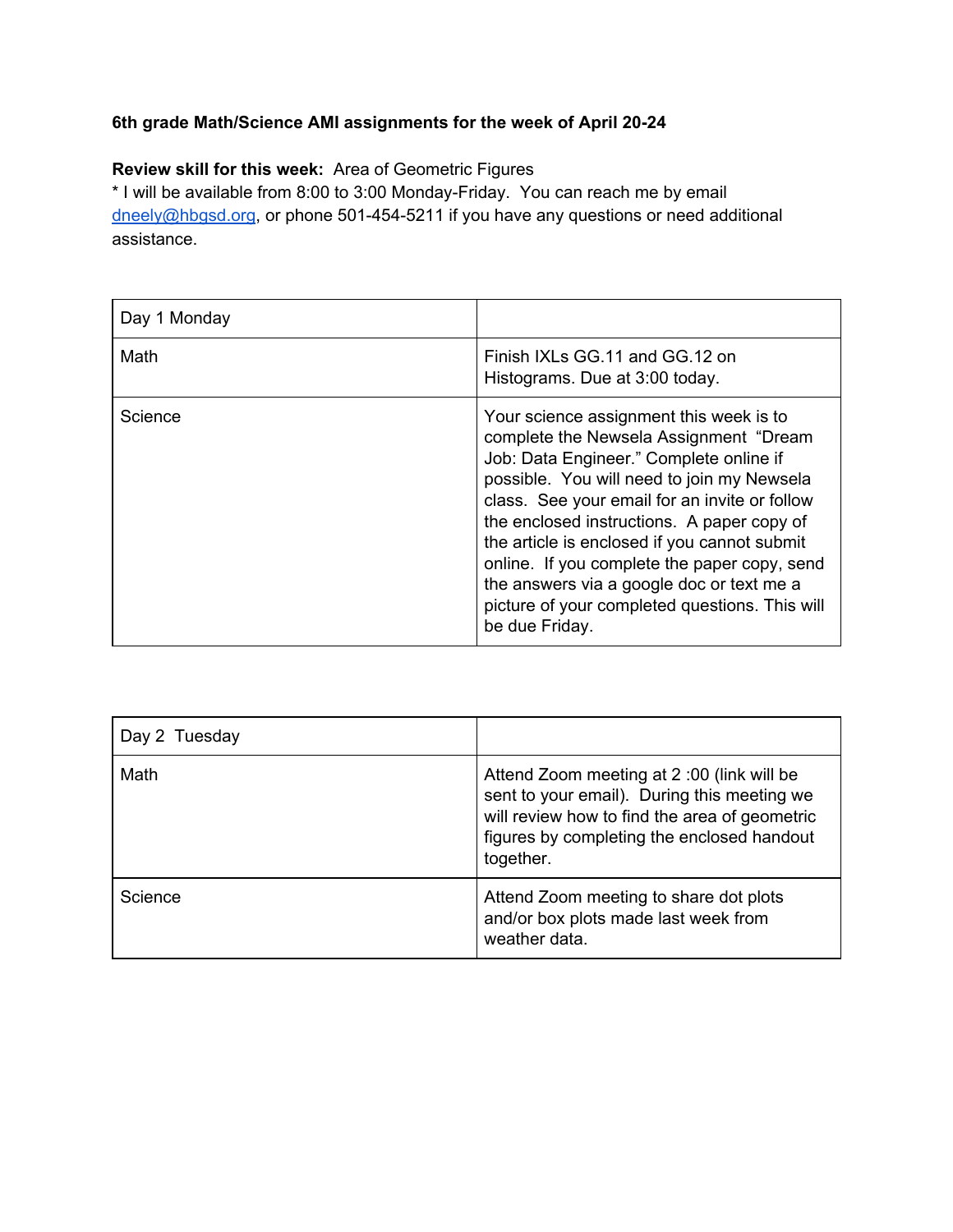**6th grade Math/Science AMI assignments for the week of April 20-24**

**Review skill for this week:** Area of Geometric Figures
* I will be available from 8:00 to 3:00 Monday-Friday. You can reach me by email dneely@hbgsd.org, or phone 501-454-5211 if you have any questions or need additional assistance.

| Day 1 Monday | |
|---|---|
| Math | Finish IXLs GG.11 and GG.12 on Histograms. Due at 3:00 today. |
| Science | Your science assignment this week is to complete the Newsela Assignment "Dream Job: Data Engineer." Complete online if possible. You will need to join my Newsela class. See your email for an invite or follow the enclosed instructions. A paper copy of the article is enclosed if you cannot submit online. If you complete the paper copy, send the answers via a google doc or text me a picture of your completed questions. This will be due Friday. |

| Day 2 Tuesday | |
|---|---|
| Math | Attend Zoom meeting at 2 :00 (link will be sent to your email). During this meeting we will review how to find the area of geometric figures by completing the enclosed handout together. |
| Science | Attend Zoom meeting to share dot plots and/or box plots made last week from weather data. |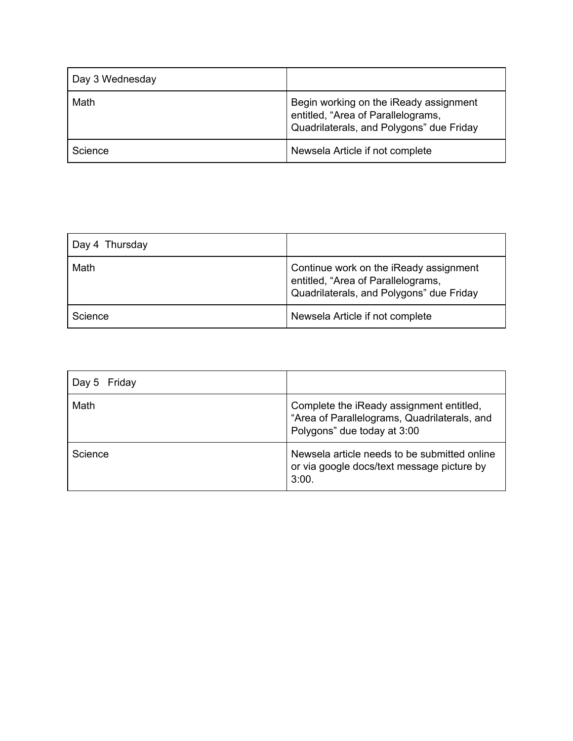| Day 3 Wednesday | |
|---|---|
| Math | Begin working on the iReady assignment entitled, “Area of Parallelograms, Quadrilaterals, and Polygons” due Friday |
| Science | Newsela Article if not complete |

| Day 4 Thursday | |
|---|---|
| Math | Continue work on the iReady assignment entitled, “Area of Parallelograms, Quadrilaterals, and Polygons” due Friday |
| Science | Newsela Article if not complete |

| Day 5 Friday | |
|---|---|
| Math | Complete the iReady assignment entitled, “Area of Parallelograms, Quadrilaterals, and Polygons” due today at 3:00 |
| Science | Newsela article needs to be submitted online or via google docs/text message picture by 3:00. |